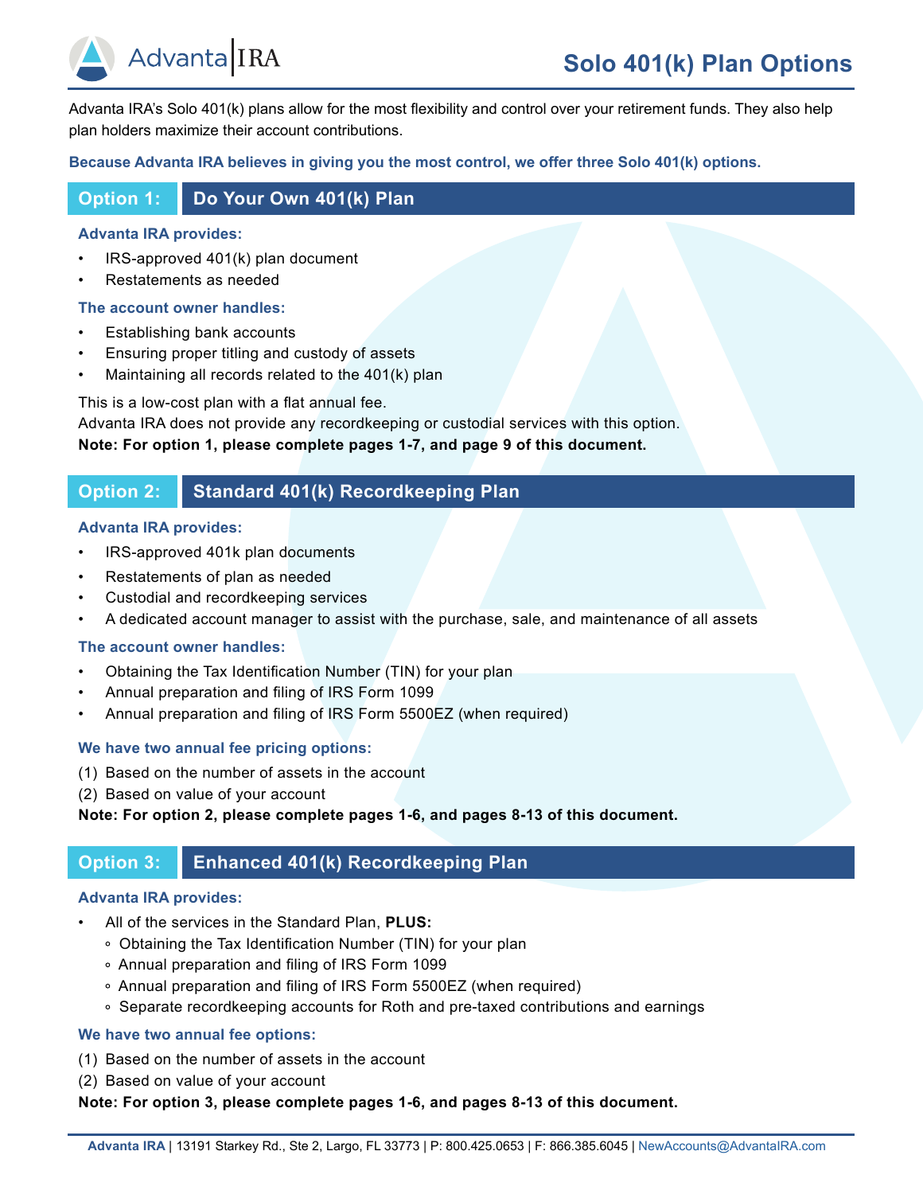# Solo 401(k) Plan Options

Advanta IRA's Solo 401(k) plans allow for the most flexibility and control over your retirement funds. They also help plan holders maximize their account contributions.

**Because Advanta IRA believes in giving you the most control, we offer three Solo 401(k) options.**

## Option 1: Do Your Own 401(k) Plan

**Advanta IRA provides:**

- IRS-approved 401(k) plan document
- Restatements as needed

**The account owner handles:**

- Establishing bank accounts
- Ensuring proper titling and custody of assets
- Maintaining all records related to the 401(k) plan

This is a low-cost plan with a flat annual fee.
Advanta IRA does not provide any recordkeeping or custodial services with this option.
**Note: For option 1, please complete pages 1-7, and page 9 of this document.**

## Option 2: Standard 401(k) Recordkeeping Plan

**Advanta IRA provides:**

- IRS-approved 401k plan documents
- Restatements of plan as needed
- Custodial and recordkeeping services
- A dedicated account manager to assist with the purchase, sale, and maintenance of all assets

**The account owner handles:**

- Obtaining the Tax Identification Number (TIN) for your plan
- Annual preparation and filing of IRS Form 1099
- Annual preparation and filing of IRS Form 5500EZ (when required)

**We have two annual fee pricing options:**

(1) Based on the number of assets in the account
(2) Based on value of your account

**Note: For option 2, please complete pages 1-6, and pages 8-13 of this document.**

## Option 3: Enhanced 401(k) Recordkeeping Plan

**Advanta IRA provides:**

- All of the services in the Standard Plan, **PLUS:**
  - Obtaining the Tax Identification Number (TIN) for your plan
  - Annual preparation and filing of IRS Form 1099
  - Annual preparation and filing of IRS Form 5500EZ (when required)
  - Separate recordkeeping accounts for Roth and pre-taxed contributions and earnings

**We have two annual fee options:**

(1) Based on the number of assets in the account
(2) Based on value of your account

**Note: For option 3, please complete pages 1-6, and pages 8-13 of this document.**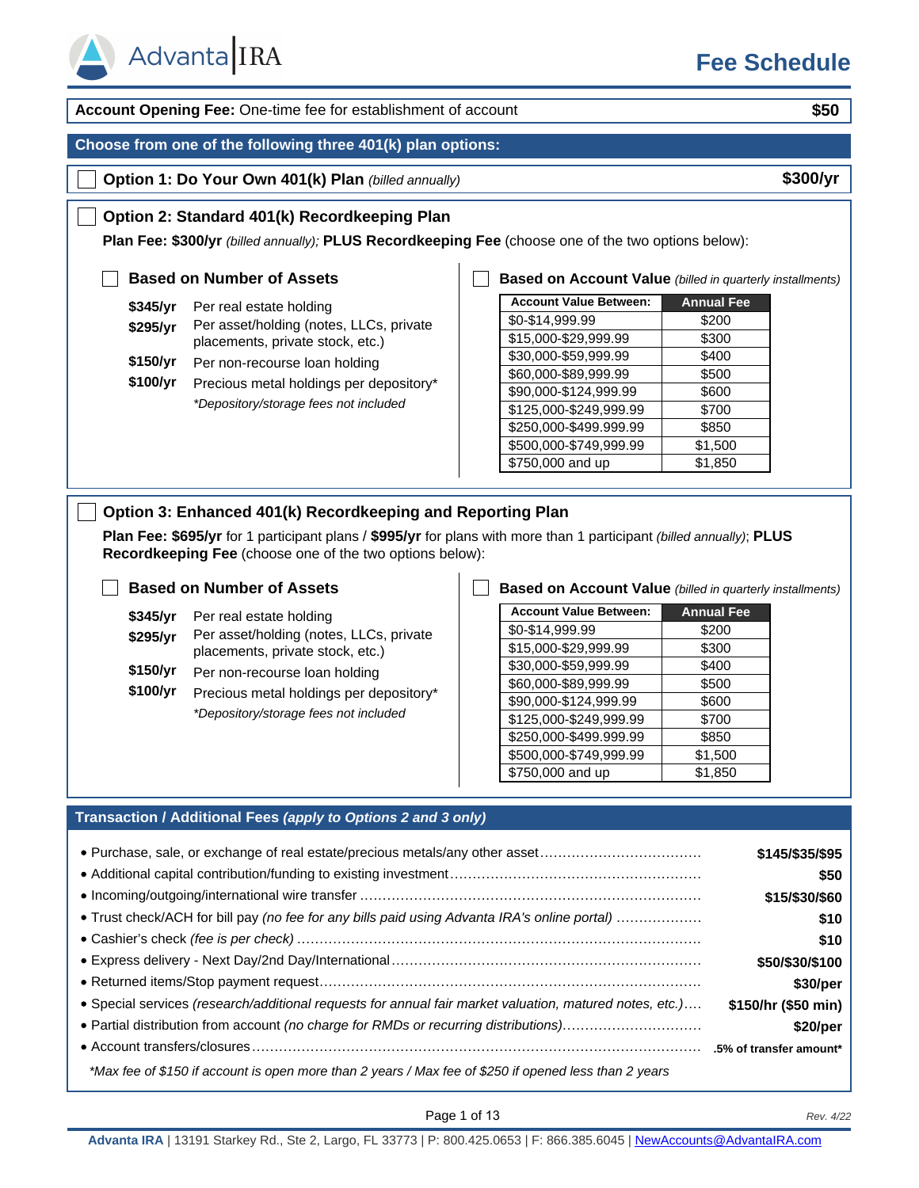# Fee Schedule

| **Account Opening Fee:** One-time fee for establishment of account | **$50** |
|---|---|

## Choose from one of the following three 401(k) plan options:

☐ **Option 1: Do Your Own 401(k) Plan** *(billed annually)* — **$300/yr**

### ☐ Option 2: Standard 401(k) Recordkeeping Plan

**Plan Fee: $300/yr** *(billed annually);* **PLUS Recordkeeping Fee** (choose one of the two options below):

☐ **Based on Number of Assets**

- **$345/yr** Per real estate holding
- **$295/yr** Per asset/holding (notes, LLCs, private placements, private stock, etc.)
- **$150/yr** Per non-recourse loan holding
- **$100/yr** Precious metal holdings per depository*

*Depository/storage fees not included*

☐ **Based on Account Value** *(billed in quarterly installments)*

| Account Value Between: | Annual Fee |
|---|---|
| $0-$14,999.99 | $200 |
| $15,000-$29,999.99 | $300 |
| $30,000-$59,999.99 | $400 |
| $60,000-$89,999.99 | $500 |
| $90,000-$124,999.99 | $600 |
| $125,000-$249,999.99 | $700 |
| $250,000-$499,999.99 | $850 |
| $500,000-$749,999.99 | $1,500 |
| $750,000 and up | $1,850 |

### ☐ Option 3: Enhanced 401(k) Recordkeeping and Reporting Plan

**Plan Fee: $695/yr** for 1 participant plans / **$995/yr** for plans with more than 1 participant *(billed annually)*; **PLUS Recordkeeping Fee** (choose one of the two options below):

☐ **Based on Number of Assets**

- **$345/yr** Per real estate holding
- **$295/yr** Per asset/holding (notes, LLCs, private placements, private stock, etc.)
- **$150/yr** Per non-recourse loan holding
- **$100/yr** Precious metal holdings per depository*

*Depository/storage fees not included*

☐ **Based on Account Value** *(billed in quarterly installments)*

| Account Value Between: | Annual Fee |
|---|---|
| $0-$14,999.99 | $200 |
| $15,000-$29,999.99 | $300 |
| $30,000-$59,999.99 | $400 |
| $60,000-$89,999.99 | $500 |
| $90,000-$124,999.99 | $600 |
| $125,000-$249,999.99 | $700 |
| $250,000-$499,999.99 | $850 |
| $500,000-$749,999.99 | $1,500 |
| $750,000 and up | $1,850 |

## Transaction / Additional Fees *(apply to Options 2 and 3 only)*

| Service | Fee |
|---|---|
| Purchase, sale, or exchange of real estate/precious metals/any other asset | **$145/$35/$95** |
| Additional capital contribution/funding to existing investment | **$50** |
| Incoming/outgoing/international wire transfer | **$15/$30/$60** |
| Trust check/ACH for bill pay *(no fee for any bills paid using Advanta IRA's online portal)* | **$10** |
| Cashier's check *(fee is per check)* | **$10** |
| Express delivery - Next Day/2nd Day/International | **$50/$30/$100** |
| Returned items/Stop payment request | **$30/per** |
| Special services *(research/additional requests for annual fair market valuation, matured notes, etc.)* | **$150/hr ($50 min)** |
| Partial distribution from account *(no charge for RMDs or recurring distributions)* | **$20/per** |
| Account transfers/closures | **.5% of transfer amount*** |

*\*Max fee of $150 if account is open more than 2 years / Max fee of $250 if opened less than 2 years*

Rev. 4/22

**Advanta IRA** | 13191 Starkey Rd., Ste 2, Largo, FL 33773 | P: 800.425.0653 | F: 866.385.6045 | NewAccounts@AdvantaIRA.com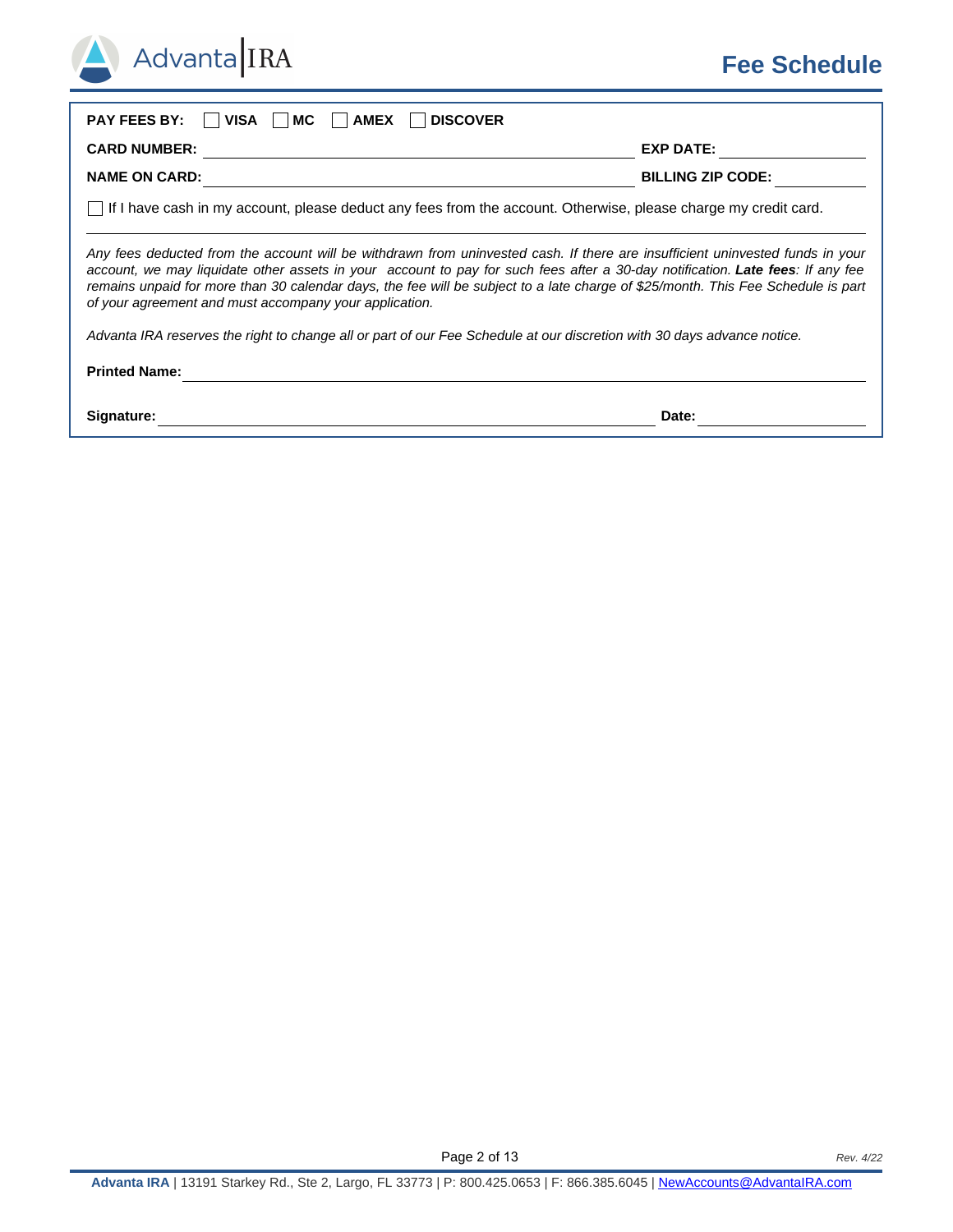# Fee Schedule

**PAY FEES BY:** ☐ **VISA** ☐ **MC** ☐ **AMEX** ☐ **DISCOVER**

**CARD NUMBER:** ______________________________ **EXP DATE:** ______________

**NAME ON CARD:** ______________________________ **BILLING ZIP CODE:** __________

☐ If I have cash in my account, please deduct any fees from the account. Otherwise, please charge my credit card.

*Any fees deducted from the account will be withdrawn from uninvested cash. If there are insufficient uninvested funds in your account, we may liquidate other assets in your account to pay for such fees after a 30-day notification.* ***Late fees****: If any fee remains unpaid for more than 30 calendar days, the fee will be subject to a late charge of $25/month. This Fee Schedule is part of your agreement and must accompany your application.*

*Advanta IRA reserves the right to change all or part of our Fee Schedule at our discretion with 30 days advance notice.*

**Printed Name:** ______________________________________________

**Signature:** ______________________________ **Date:** ______________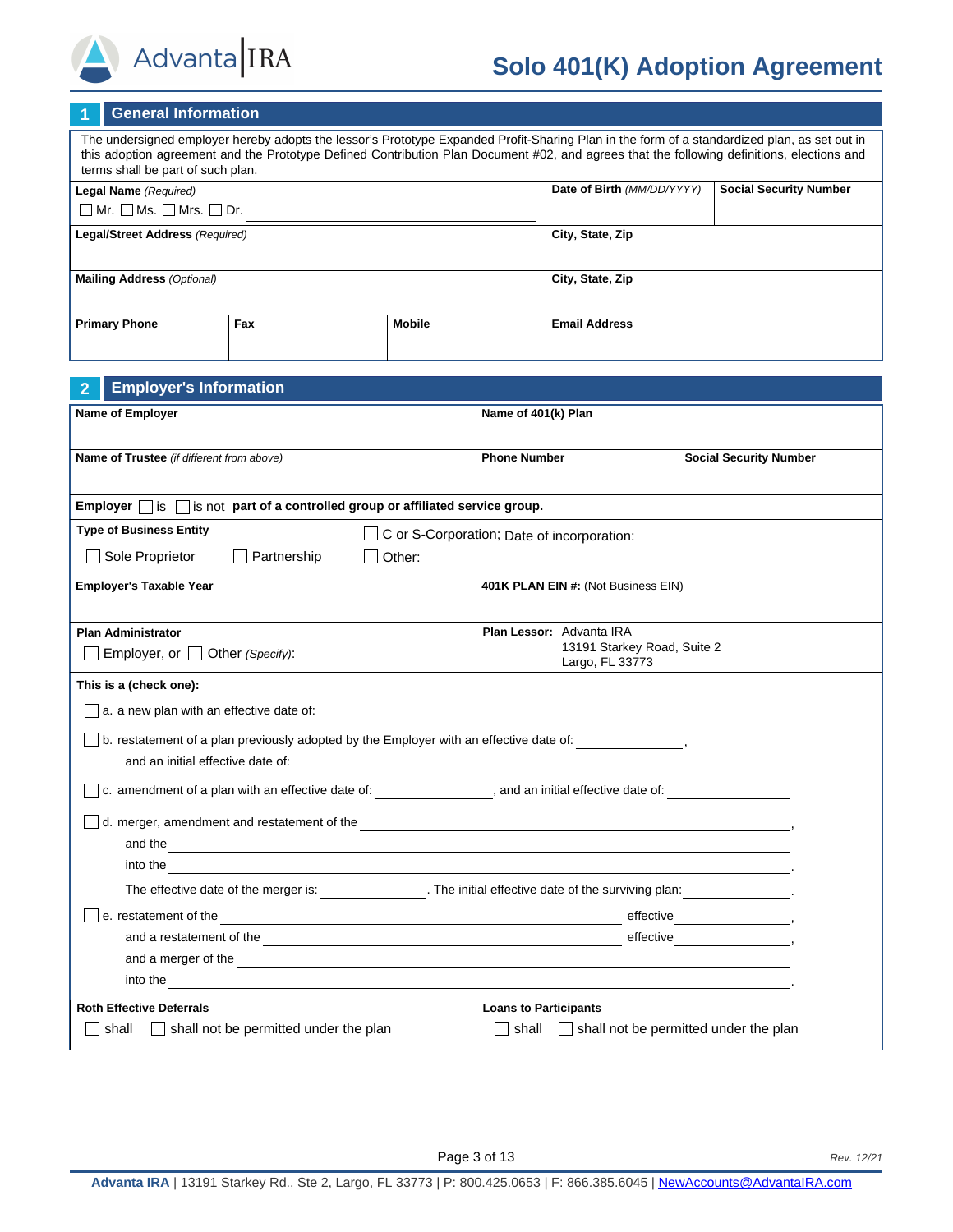# Solo 401(K) Adoption Agreement

## 1 General Information

The undersigned employer hereby adopts the lessor's Prototype Expanded Profit-Sharing Plan in the form of a standardized plan, as set out in this adoption agreement and the Prototype Defined Contribution Plan Document #02, and agrees that the following definitions, elections and terms shall be part of such plan.

| **Legal Name** *(Required)* ☐ Mr. ☐ Ms. ☐ Mrs. ☐ Dr. ______ | | | **Date of Birth** *(MM/DD/YYYY)* | **Social Security Number** |
|---|---|---|---|---|
| **Legal/Street Address** *(Required)* | | | **City, State, Zip** | |
| **Mailing Address** *(Optional)* | | | **City, State, Zip** | |
| **Primary Phone** | **Fax** | **Mobile** | **Email Address** | |

## 2 Employer's Information

| **Name of Employer** | **Name of 401(k) Plan** | |
|---|---|---|
| **Name of Trustee** *(if different from above)* | **Phone Number** | **Social Security Number** |

**Employer** ☐ is ☐ is not **part of a controlled group or affiliated service group.**

**Type of Business Entity**

☐ Sole Proprietor ☐ Partnership ☐ C or S-Corporation; Date of incorporation: ______

☐ Other: ______

| **Employer's Taxable Year** | **401K PLAN EIN #:** (Not Business EIN) |
|---|---|
| **Plan Administrator** ☐ Employer, or ☐ Other *(Specify)*: ______ | **Plan Lessor:** Advanta IRA 13191 Starkey Road, Suite 2 Largo, FL 33773 |

**This is a (check one):**

☐ a. a new plan with an effective date of: ______

☐ b. restatement of a plan previously adopted by the Employer with an effective date of: ______, and an initial effective date of: ______

☐ c. amendment of a plan with an effective date of: ______, and an initial effective date of: ______

☐ d. merger, amendment and restatement of the ______, and the ______ into the ______. The effective date of the merger is: ______. The initial effective date of the surviving plan: ______.

☐ e. restatement of the ______ effective ______, and a restatement of the ______ effective ______, and a merger of the ______ into the ______.

| **Roth Effective Deferrals** | **Loans to Participants** |
|---|---|
| ☐ shall ☐ shall not be permitted under the plan | ☐ shall ☐ shall not be permitted under the plan |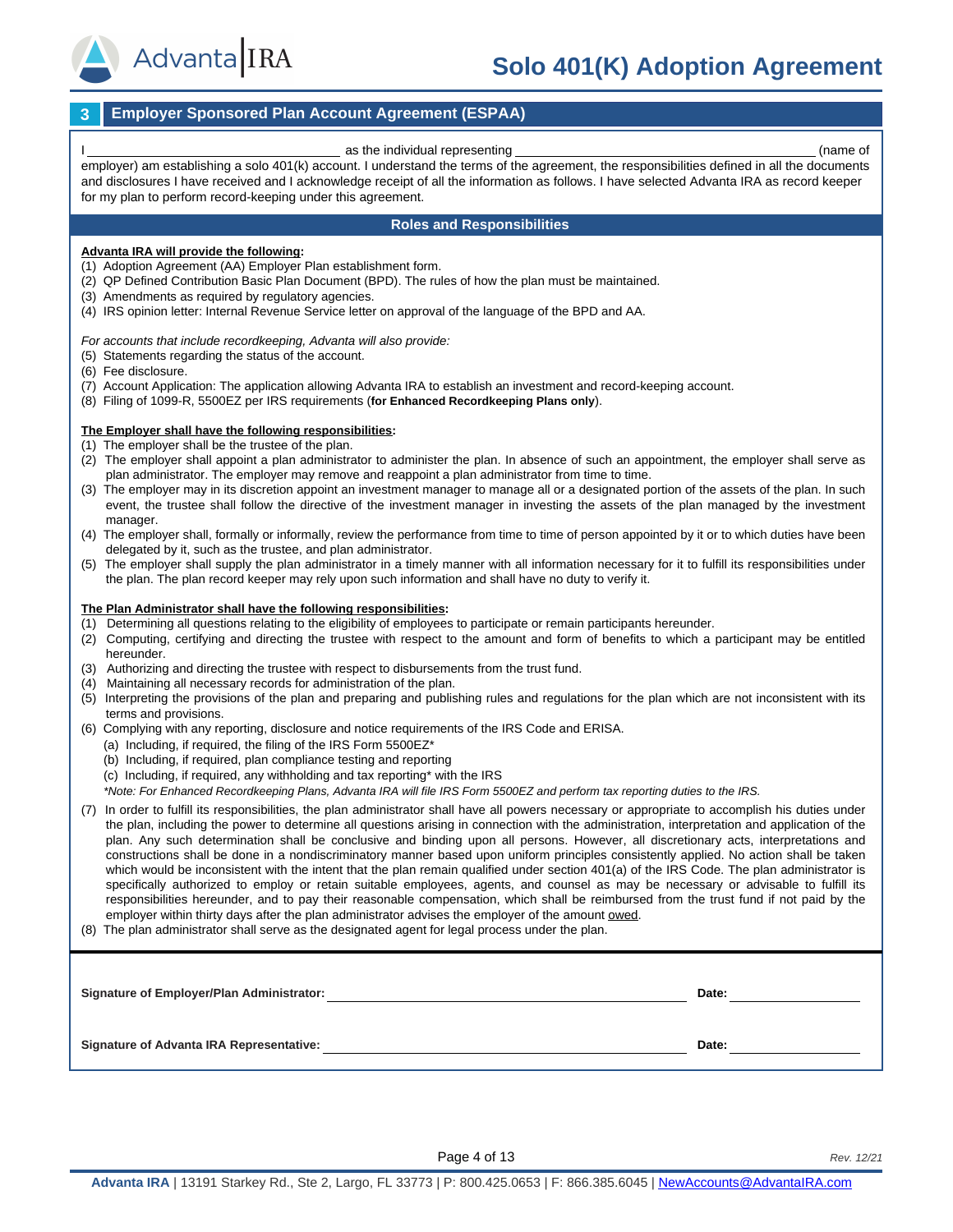# Solo 401(K) Adoption Agreement

## 3 Employer Sponsored Plan Account Agreement (ESPAA)

I ______________________________ as the individual representing ____________________________________ (name of employer) am establishing a solo 401(k) account. I understand the terms of the agreement, the responsibilities defined in all the documents and disclosures I have received and I acknowledge receipt of all the information as follows. I have selected Advanta IRA as record keeper for my plan to perform record-keeping under this agreement.

### Roles and Responsibilities

**Advanta IRA will provide the following:**

(1) Adoption Agreement (AA) Employer Plan establishment form.
(2) QP Defined Contribution Basic Plan Document (BPD). The rules of how the plan must be maintained.
(3) Amendments as required by regulatory agencies.
(4) IRS opinion letter: Internal Revenue Service letter on approval of the language of the BPD and AA.

*For accounts that include recordkeeping, Advanta will also provide:*

(5) Statements regarding the status of the account.
(6) Fee disclosure.
(7) Account Application: The application allowing Advanta IRA to establish an investment and record-keeping account.
(8) Filing of 1099-R, 5500EZ per IRS requirements (**for Enhanced Recordkeeping Plans only**).

**The Employer shall have the following responsibilities:**

(1) The employer shall be the trustee of the plan.
(2) The employer shall appoint a plan administrator to administer the plan. In absence of such an appointment, the employer shall serve as plan administrator. The employer may remove and reappoint a plan administrator from time to time.
(3) The employer may in its discretion appoint an investment manager to manage all or a designated portion of the assets of the plan. In such event, the trustee shall follow the directive of the investment manager in investing the assets of the plan managed by the investment manager.
(4) The employer shall, formally or informally, review the performance from time to time of person appointed by it or to which duties have been delegated by it, such as the trustee, and plan administrator.
(5) The employer shall supply the plan administrator in a timely manner with all information necessary for it to fulfill its responsibilities under the plan. The plan record keeper may rely upon such information and shall have no duty to verify it.

**The Plan Administrator shall have the following responsibilities:**

(1) Determining all questions relating to the eligibility of employees to participate or remain participants hereunder.
(2) Computing, certifying and directing the trustee with respect to the amount and form of benefits to which a participant may be entitled hereunder.
(3) Authorizing and directing the trustee with respect to disbursements from the trust fund.
(4) Maintaining all necessary records for administration of the plan.
(5) Interpreting the provisions of the plan and preparing and publishing rules and regulations for the plan which are not inconsistent with its terms and provisions.
(6) Complying with any reporting, disclosure and notice requirements of the IRS Code and ERISA.
   (a) Including, if required, the filing of the IRS Form 5500EZ*
   (b) Including, if required, plan compliance testing and reporting
   (c) Including, if required, any withholding and tax reporting* with the IRS

   **Note: For Enhanced Recordkeeping Plans, Advanta IRA will file IRS Form 5500EZ and perform tax reporting duties to the IRS.*
(7) In order to fulfill its responsibilities, the plan administrator shall have all powers necessary or appropriate to accomplish his duties under the plan, including the power to determine all questions arising in connection with the administration, interpretation and application of the plan. Any such determination shall be conclusive and binding upon all persons. However, all discretionary acts, interpretations and constructions shall be done in a nondiscriminatory manner based upon uniform principles consistently applied. No action shall be taken which would be inconsistent with the intent that the plan remain qualified under section 401(a) of the IRS Code. The plan administrator is specifically authorized to employ or retain suitable employees, agents, and counsel as may be necessary or advisable to fulfill its responsibilities hereunder, and to pay their reasonable compensation, which shall be reimbursed from the trust fund if not paid by the employer within thirty days after the plan administrator advises the employer of the amount owed.
(8) The plan administrator shall serve as the designated agent for legal process under the plan.

**Signature of Employer/Plan Administrator:** ______________________________ **Date:** ____________

**Signature of Advanta IRA Representative:** ______________________________ **Date:** ____________

Rev. 12/21

**Advanta IRA** | 13191 Starkey Rd., Ste 2, Largo, FL 33773 | P: 800.425.0653 | F: 866.385.6045 | NewAccounts@AdvantaIRA.com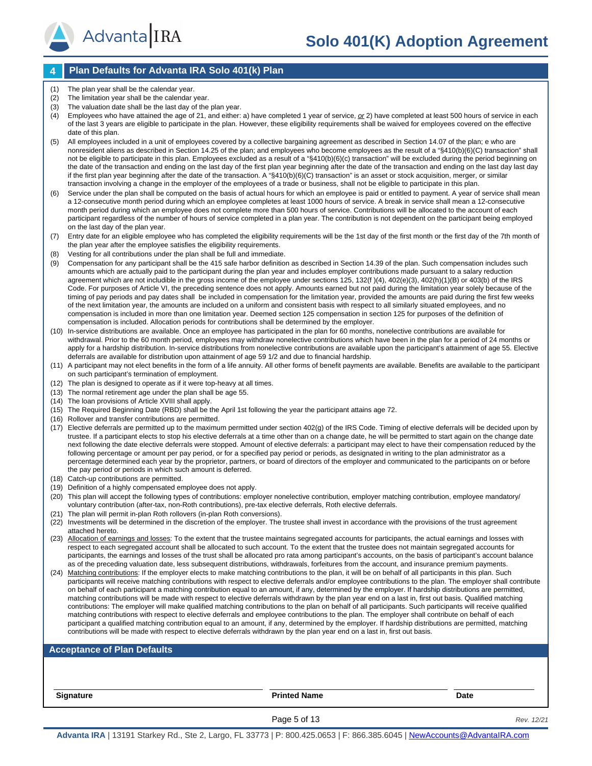# Solo 401(K) Adoption Agreement

## 4 Plan Defaults for Advanta IRA Solo 401(k) Plan

(1) The plan year shall be the calendar year.

(2) The limitation year shall be the calendar year.

(3) The valuation date shall be the last day of the plan year.

(4) Employees who have attained the age of 21, and either: a) have completed 1 year of service, _or_ 2) have completed at least 500 hours of service in each of the last 3 years are eligible to participate in the plan. However, these eligibility requirements shall be waived for employees covered on the effective date of this plan.

(5) All employees included in a unit of employees covered by a collective bargaining agreement as described in Section 14.07 of the plan; e who are nonresident aliens as described in Section 14.25 of the plan; and employees who become employees as the result of a "§410(b)(6)(C) transaction" shall not be eligible to participate in this plan. Employees excluded as a result of a "§410(b)(6)(c) transaction" will be excluded during the period beginning on the date of the transaction and ending on the last day of the first plan year beginning after the date of the transaction and ending on the last day last day if the first plan year beginning after the date of the transaction. A "§410(b)(6)(C) transaction" is an asset or stock acquisition, merger, or similar transaction involving a change in the employer of the employees of a trade or business, shall not be eligible to participate in this plan.

(6) Service under the plan shall be computed on the basis of actual hours for which an employee is paid or entitled to payment. A year of service shall mean a 12-consecutive month period during which an employee completes at least 1000 hours of service. A break in service shall mean a 12-consecutive month period during which an employee does not complete more than 500 hours of service. Contributions will be allocated to the account of each participant regardless of the number of hours of service completed in a plan year. The contribution is not dependent on the participant being employed on the last day of the plan year.

(7) Entry date for an eligible employee who has completed the eligibility requirements will be the 1st day of the first month or the first day of the 7th month of the plan year after the employee satisfies the eligibility requirements.

(8) Vesting for all contributions under the plan shall be full and immediate.

(9) Compensation for any participant shall be the 415 safe harbor definition as described in Section 14.39 of the plan. Such compensation includes such amounts which are actually paid to the participant during the plan year and includes employer contributions made pursuant to a salary reduction agreement which are not includible in the gross income of the employee under sections 125, 132(f )(4), 402(e)(3), 402(h)(1)(B) or 403(b) of the IRS Code. For purposes of Article VI, the preceding sentence does not apply. Amounts earned but not paid during the limitation year solely because of the timing of pay periods and pay dates shall be included in compensation for the limitation year, provided the amounts are paid during the first few weeks of the next limitation year, the amounts are included on a uniform and consistent basis with respect to all similarly situated employees, and no compensation is included in more than one limitation year. Deemed section 125 compensation in section 125 for purposes of the definition of compensation is included. Allocation periods for contributions shall be determined by the employer.

(10) In-service distributions are available. Once an employee has participated in the plan for 60 months, nonelective contributions are available for withdrawal. Prior to the 60 month period, employees may withdraw nonelective contributions which have been in the plan for a period of 24 months or apply for a hardship distribution. In-service distributions from nonelective contributions are available upon the participant's attainment of age 55. Elective deferrals are available for distribution upon attainment of age 59 1/2 and due to financial hardship.

(11) A participant may not elect benefits in the form of a life annuity. All other forms of benefit payments are available. Benefits are available to the participant on such participant's termination of employment.

(12) The plan is designed to operate as if it were top-heavy at all times.

(13) The normal retirement age under the plan shall be age 55.

(14) The loan provisions of Article XVIII shall apply.

(15) The Required Beginning Date (RBD) shall be the April 1st following the year the participant attains age 72.

(16) Rollover and transfer contributions are permitted.

(17) Elective deferrals are permitted up to the maximum permitted under section 402(g) of the IRS Code. Timing of elective deferrals will be decided upon by trustee. If a participant elects to stop his elective deferrals at a time other than on a change date, he will be permitted to start again on the change date next following the date elective deferrals were stopped. Amount of elective deferrals: a participant may elect to have their compensation reduced by the following percentage or amount per pay period, or for a specified pay period or periods, as designated in writing to the plan administrator as a percentage determined each year by the proprietor, partners, or board of directors of the employer and communicated to the participants on or before the pay period or periods in which such amount is deferred.

(18) Catch-up contributions are permitted.

(19) Definition of a highly compensated employee does not apply.

(20) This plan will accept the following types of contributions: employer nonelective contribution, employer matching contribution, employee mandatory/voluntary contribution (after-tax, non-Roth contributions), pre-tax elective deferrals, Roth elective deferrals.

(21) The plan will permit in-plan Roth rollovers (in-plan Roth conversions).

(22) Investments will be determined in the discretion of the employer. The trustee shall invest in accordance with the provisions of the trust agreement attached hereto.

(23) <u>Allocation of earnings and losses</u>: To the extent that the trustee maintains segregated accounts for participants, the actual earnings and losses with respect to each segregated account shall be allocated to such account. To the extent that the trustee does not maintain segregated accounts for participants, the earnings and losses of the trust shall be allocated pro rata among participant's accounts, on the basis of participant's account balance as of the preceding valuation date, less subsequent distributions, withdrawals, forfeitures from the account, and insurance premium payments.

(24) <u>Matching contributions</u>: If the employer elects to make matching contributions to the plan, it will be on behalf of all participants in this plan. Such participants will receive matching contributions with respect to elective deferrals and/or employee contributions to the plan. The employer shall contribute on behalf of each participant a matching contribution equal to an amount, if any, determined by the employer. If hardship distributions are permitted, matching contributions will be made with respect to elective deferrals withdrawn by the plan year end on a last in, first out basis. Qualified matching contributions: The employer will make qualified matching contributions to the plan on behalf of all participants. Such participants will receive qualified matching contributions with respect to elective deferrals and employee contributions to the plan. The employer shall contribute on behalf of each participant a qualified matching contribution equal to an amount, if any, determined by the employer. If hardship distributions are permitted, matching contributions will be made with respect to elective deferrals withdrawn by the plan year end on a last in, first out basis.

## Acceptance of Plan Defaults

| Signature | Printed Name | Date |
|---|---|---|
| | | |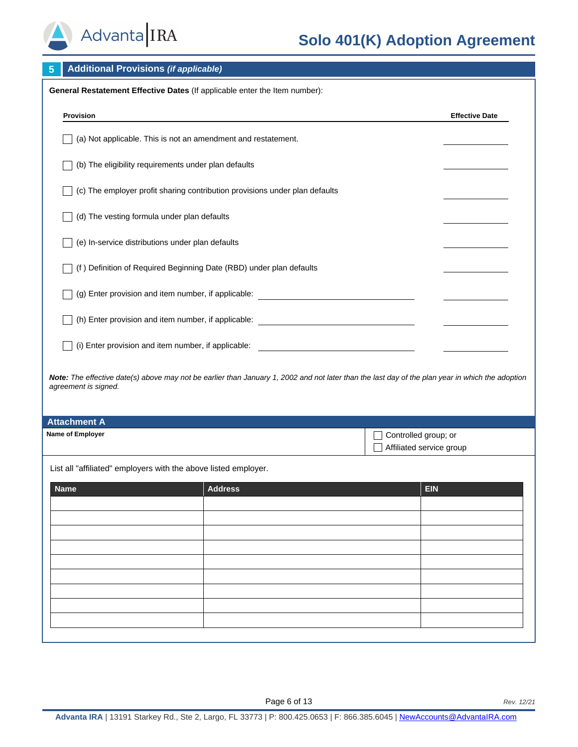## 5 Additional Provisions *(if applicable)*

**General Restatement Effective Dates** (If applicable enter the Item number):

| Provision | Effective Date |
|---|---|
| ☐ (a) Not applicable. This is not an amendment and restatement. | ______________ |
| ☐ (b) The eligibility requirements under plan defaults | ______________ |
| ☐ (c) The employer profit sharing contribution provisions under plan defaults | ______________ |
| ☐ (d) The vesting formula under plan defaults | ______________ |
| ☐ (e) In-service distributions under plan defaults | ______________ |
| ☐ (f ) Definition of Required Beginning Date (RBD) under plan defaults | ______________ |
| ☐ (g) Enter provision and item number, if applicable: ______________________________ | ______________ |
| ☐ (h) Enter provision and item number, if applicable: ______________________________ | ______________ |
| ☐ (i) Enter provision and item number, if applicable: ______________________________ | ______________ |

***Note:*** *The effective date(s) above may not be earlier than January 1, 2002 and not later than the last day of the plan year in which the adoption agreement is signed.*

## Attachment A

**Name of Employer**

☐ Controlled group; or
☐ Affiliated service group

List all "affiliated" employers with the above listed employer.

| Name | Address | EIN |
|---|---|---|
| | | |
| | | |
| | | |
| | | |
| | | |
| | | |
| | | |
| | | |
| | | |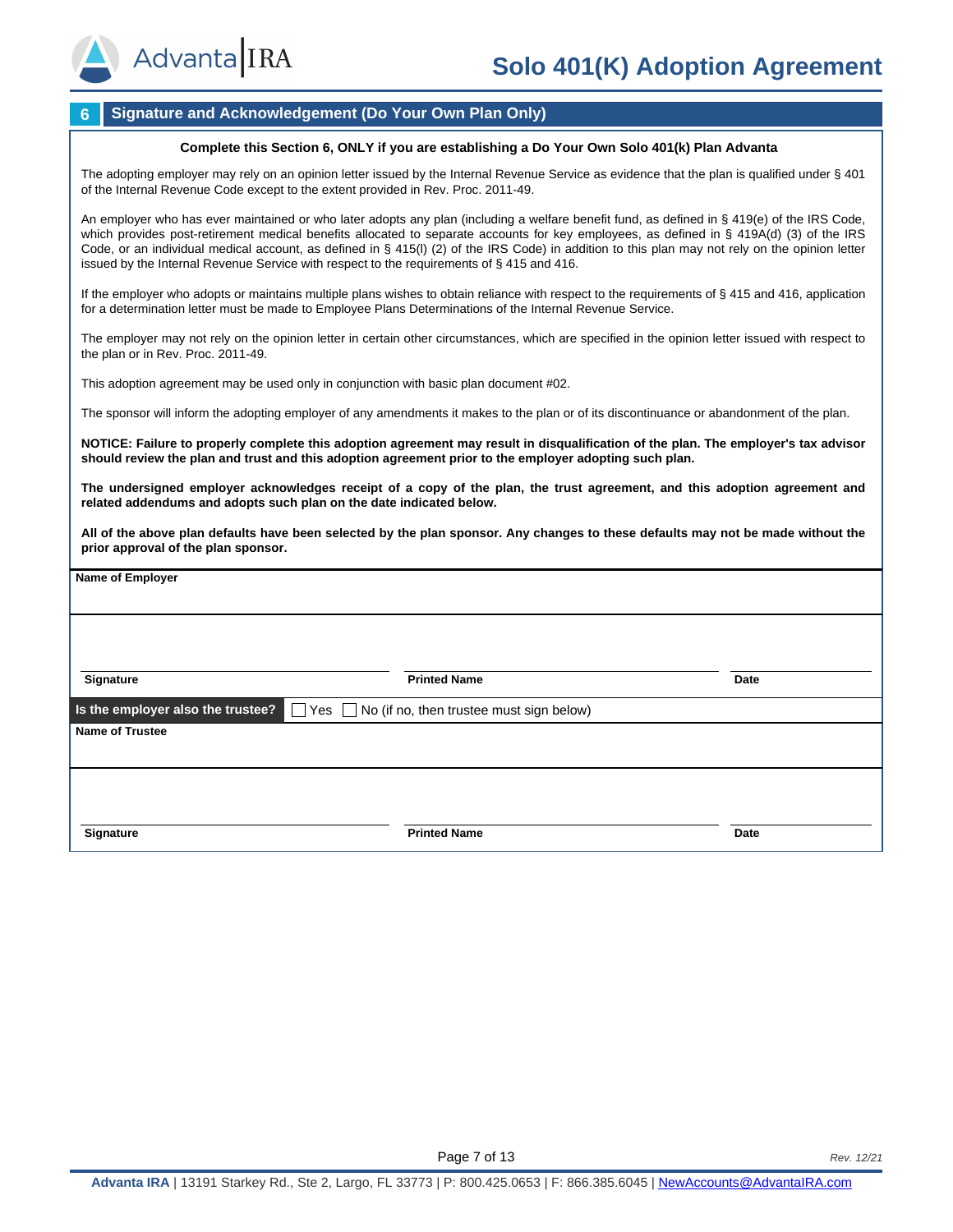## 6 Signature and Acknowledgement (Do Your Own Plan Only)

**Complete this Section 6, ONLY if you are establishing a Do Your Own Solo 401(k) Plan Advanta**

The adopting employer may rely on an opinion letter issued by the Internal Revenue Service as evidence that the plan is qualified under § 401 of the Internal Revenue Code except to the extent provided in Rev. Proc. 2011-49.

An employer who has ever maintained or who later adopts any plan (including a welfare benefit fund, as defined in § 419(e) of the IRS Code, which provides post-retirement medical benefits allocated to separate accounts for key employees, as defined in § 419A(d) (3) of the IRS Code, or an individual medical account, as defined in § 415(l) (2) of the IRS Code) in addition to this plan may not rely on the opinion letter issued by the Internal Revenue Service with respect to the requirements of § 415 and 416.

If the employer who adopts or maintains multiple plans wishes to obtain reliance with respect to the requirements of § 415 and 416, application for a determination letter must be made to Employee Plans Determinations of the Internal Revenue Service.

The employer may not rely on the opinion letter in certain other circumstances, which are specified in the opinion letter issued with respect to the plan or in Rev. Proc. 2011-49.

This adoption agreement may be used only in conjunction with basic plan document #02.

The sponsor will inform the adopting employer of any amendments it makes to the plan or of its discontinuance or abandonment of the plan.

**NOTICE: Failure to properly complete this adoption agreement may result in disqualification of the plan. The employer's tax advisor should review the plan and trust and this adoption agreement prior to the employer adopting such plan.**

**The undersigned employer acknowledges receipt of a copy of the plan, the trust agreement, and this adoption agreement and related addendums and adopts such plan on the date indicated below.**

**All of the above plan defaults have been selected by the plan sponsor. Any changes to these defaults may not be made without the prior approval of the plan sponsor.**

**Name of Employer**

______________________________

| **Signature** | **Printed Name** | **Date** |
|---|---|---|
| | | |

**Is the employer also the trustee?** ☐ Yes ☐ No (if no, then trustee must sign below)

**Name of Trustee**

______________________________

| **Signature** | **Printed Name** | **Date** |
|---|---|---|
| | | |

Rev. 12/21

**Advanta IRA** | 13191 Starkey Rd., Ste 2, Largo, FL 33773 | P: 800.425.0653 | F: 866.385.6045 | NewAccounts@AdvantaIRA.com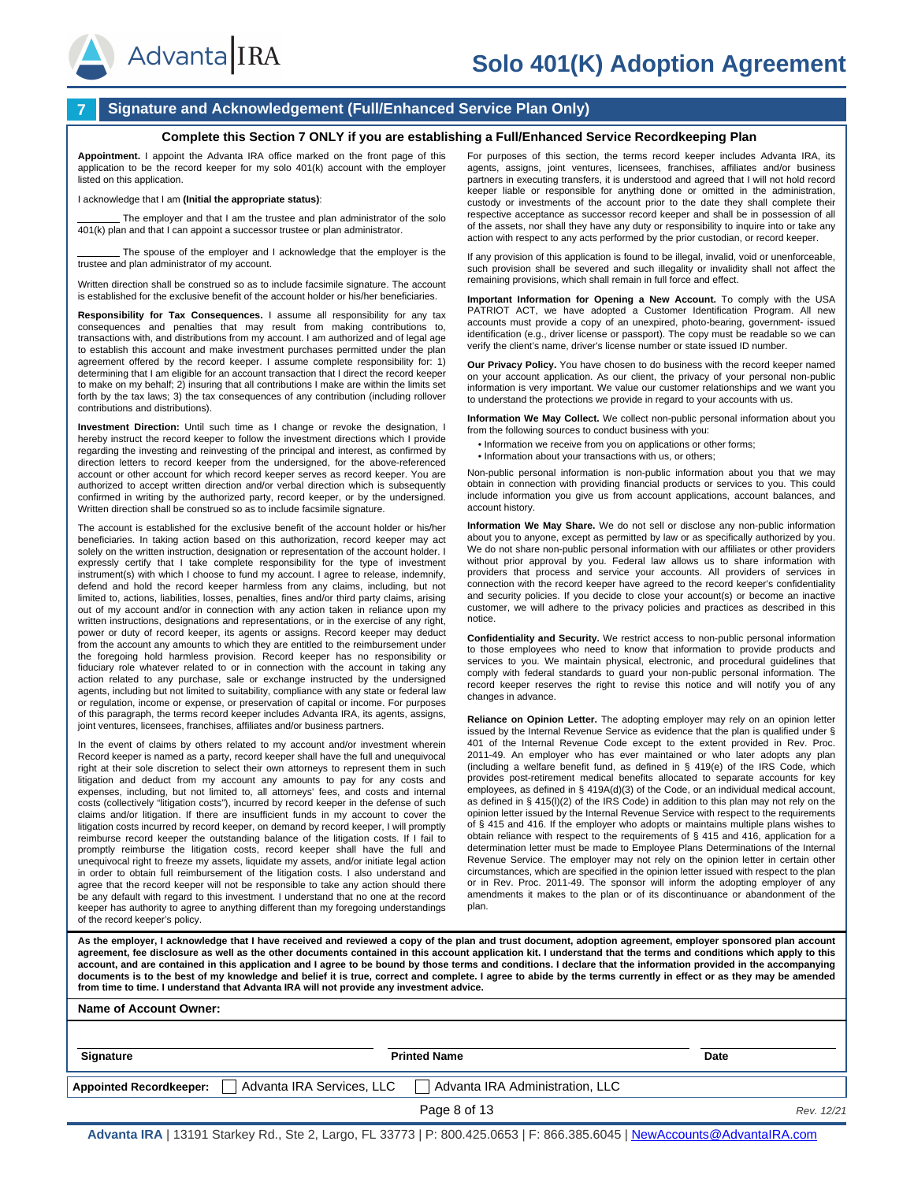## 7 Signature and Acknowledgement (Full/Enhanced Service Plan Only)

**Complete this Section 7 ONLY if you are establishing a Full/Enhanced Service Recordkeeping Plan**

**Appointment.** I appoint the Advanta IRA office marked on the front page of this application to be the record keeper for my solo 401(k) account with the employer listed on this application.

I acknowledge that I am **(Initial the appropriate status)**:

________ The employer and that I am the trustee and plan administrator of the solo 401(k) plan and that I can appoint a successor trustee or plan administrator.

________ The spouse of the employer and I acknowledge that the employer is the trustee and plan administrator of my account.

Written direction shall be construed so as to include facsimile signature. The account is established for the exclusive benefit of the account holder or his/her beneficiaries.

**Responsibility for Tax Consequences.** I assume all responsibility for any tax consequences and penalties that may result from making contributions to, transactions with, and distributions from my account. I am authorized and of legal age to establish this account and make investment purchases permitted under the plan agreement offered by the record keeper. I assume complete responsibility for: 1) determining that I am eligible for an account transaction that I direct the record keeper to make on my behalf; 2) insuring that all contributions I make are within the limits set forth by the tax laws; 3) the tax consequences of any contribution (including rollover contributions and distributions).

**Investment Direction:** Until such time as I change or revoke the designation, I hereby instruct the record keeper to follow the investment directions which I provide regarding the investing and reinvesting of the principal and interest, as confirmed by direction letters to record keeper from the undersigned, for the above-referenced account or other account for which record keeper serves as record keeper. You are authorized to accept written direction and/or verbal direction which is subsequently confirmed in writing by the authorized party, record keeper, or by the undersigned. Written direction shall be construed so as to include facsimile signature.

The account is established for the exclusive benefit of the account holder or his/her beneficiaries. In taking action based on this authorization, record keeper may act solely on the written instruction, designation or representation of the account holder. I expressly certify that I take complete responsibility for the type of investment instrument(s) with which I choose to fund my account. I agree to release, indemnify, defend and hold the record keeper harmless from any claims, including, but not limited to, actions, liabilities, losses, penalties, fines and/or third party claims, arising out of my account and/or in connection with any action taken in reliance upon my written instructions, designations and representations, or in the exercise of any right, power or duty of record keeper, its agents or assigns. Record keeper may deduct from the account any amounts to which they are entitled to the reimbursement under the foregoing hold harmless provision. Record keeper has no responsibility or fiduciary role whatever related to or in connection with the account in taking any action related to any purchase, sale or exchange instructed by the undersigned agents, including but not limited to suitability, compliance with any state or federal law or regulation, income or expense, or preservation of capital or income. For purposes of this paragraph, the terms record keeper includes Advanta IRA, its agents, assigns, joint ventures, licensees, franchises, affiliates and/or business partners.

In the event of claims by others related to my account and/or investment wherein Record keeper is named as a party, record keeper shall have the full and unequivocal right at their sole discretion to select their own attorneys to represent them in such litigation and deduct from my account any amounts to pay for any costs and expenses, including, but not limited to, all attorneys' fees, and costs and internal costs (collectively "litigation costs"), incurred by record keeper in the defense of such claims and/or litigation. If there are insufficient funds in my account to cover the litigation costs incurred by record keeper, on demand by record keeper, I will promptly reimburse record keeper the outstanding balance of the litigation costs. If I fail to promptly reimburse the litigation costs, record keeper shall have the full and unequivocal right to freeze my assets, liquidate my assets, and/or initiate legal action in order to obtain full reimbursement of the litigation costs. I also understand and agree that the record keeper will not be responsible to take any action should there be any default with regard to this investment. I understand that no one at the record keeper has authority to agree to anything different than my foregoing understandings of the record keeper's policy.

For purposes of this section, the terms record keeper includes Advanta IRA, its agents, assigns, joint ventures, licensees, franchises, affiliates and/or business partners in executing transfers, it is understood and agreed that I will not hold record keeper liable or responsible for anything done or omitted in the administration, custody or investments of the account prior to the date they shall complete their respective acceptance as successor record keeper and shall be in possession of all of the assets, nor shall they have any duty or responsibility to inquire into or take any action with respect to any acts performed by the prior custodian, or record keeper.

If any provision of this application is found to be illegal, invalid, void or unenforceable, such provision shall be severed and such illegality or invalidity shall not affect the remaining provisions, which shall remain in full force and effect.

**Important Information for Opening a New Account.** To comply with the USA PATRIOT ACT, we have adopted a Customer Identification Program. All new accounts must provide a copy of an unexpired, photo-bearing, government- issued identification (e.g., driver license or passport). The copy must be readable so we can verify the client's name, driver's license number or state issued ID number.

**Our Privacy Policy.** You have chosen to do business with the record keeper named on your account application. As our client, the privacy of your personal non-public information is very important. We value our customer relationships and we want you to understand the protections we provide in regard to your accounts with us.

**Information We May Collect.** We collect non-public personal information about you from the following sources to conduct business with you:

- Information we receive from you on applications or other forms;
- Information about your transactions with us, or others;

Non-public personal information is non-public information about you that we may obtain in connection with providing financial products or services to you. This could include information you give us from account applications, account balances, and account history.

**Information We May Share.** We do not sell or disclose any non-public information about you to anyone, except as permitted by law or as specifically authorized by you. We do not share non-public personal information with our affiliates or other providers without prior approval by you. Federal law allows us to share information with providers that process and service your accounts. All providers of services in connection with the record keeper have agreed to the record keeper's confidentiality and security policies. If you decide to close your account(s) or become an inactive customer, we will adhere to the privacy policies and practices as described in this notice.

**Confidentiality and Security.** We restrict access to non-public personal information to those employees who need to know that information to provide products and services to you. We maintain physical, electronic, and procedural guidelines that comply with federal standards to guard your non-public personal information. The record keeper reserves the right to revise this notice and will notify you of any changes in advance.

**Reliance on Opinion Letter.** The adopting employer may rely on an opinion letter issued by the Internal Revenue Service as evidence that the plan is qualified under § 401 of the Internal Revenue Code except to the extent provided in Rev. Proc. 2011-49. An employer who has ever maintained or who later adopts any plan (including a welfare benefit fund, as defined in § 419(e) of the IRS Code, which provides post-retirement medical benefits allocated to separate accounts for key employees, as defined in § 419A(d)(3) of the Code, or an individual medical account, as defined in § 415(l)(2) of the IRS Code) in addition to this plan may not rely on the opinion letter issued by the Internal Revenue Service with respect to the requirements of § 415 and 416. If the employer who adopts or maintains multiple plans wishes to obtain reliance with respect to the requirements of § 415 and 416, application for a determination letter must be made to Employee Plans Determinations of the Internal Revenue Service. The employer may not rely on the opinion letter in certain other circumstances, which are specified in the opinion letter issued with respect to the plan or in Rev. Proc. 2011-49. The sponsor will inform the adopting employer of any amendments it makes to the plan or of its discontinuance or abandonment of the plan.

**As the employer, I acknowledge that I have received and reviewed a copy of the plan and trust document, adoption agreement, employer sponsored plan account agreement, fee disclosure as well as the other documents contained in this account application kit. I understand that the terms and conditions which apply to this account, and are contained in this application and I agree to be bound by those terms and conditions. I declare that the information provided in the accompanying documents is to the best of my knowledge and belief it is true, correct and complete. I agree to abide by the terms currently in effect or as they may be amended from time to time. I understand that Advanta IRA will not provide any investment advice.**

**Name of Account Owner:**

| Signature | Printed Name | Date |
|---|---|---|
| | | |

**Appointed Recordkeeper:** ☐ Advanta IRA Services, LLC ☐ Advanta IRA Administration, LLC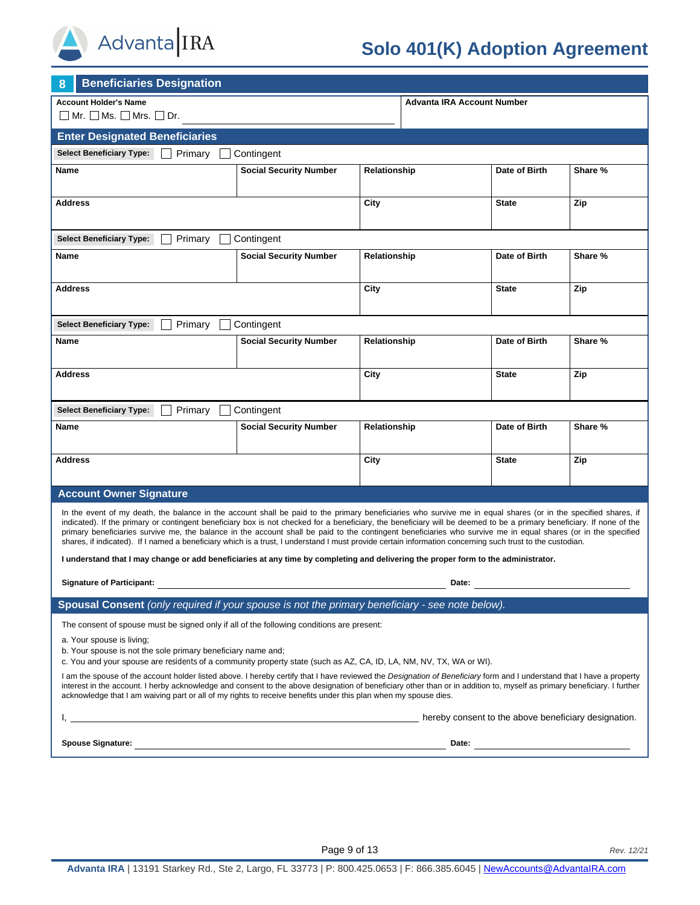# Solo 401(K) Adoption Agreement

## 8 Beneficiaries Designation

| Account Holder's Name | Advanta IRA Account Number |
|---|---|
| ☐ Mr. ☐ Ms. ☐ Mrs. ☐ Dr. ______________________ | |

### Enter Designated Beneficiaries

**Select Beneficiary Type:** ☐ Primary ☐ Contingent

| Name | Social Security Number | Relationship | Date of Birth | Share % |
|---|---|---|---|---|
| | | | | |
| **Address** | | **City** | **State** | **Zip** |
| | | | | |

**Select Beneficiary Type:** ☐ Primary ☐ Contingent

| Name | Social Security Number | Relationship | Date of Birth | Share % |
|---|---|---|---|---|
| | | | | |
| **Address** | | **City** | **State** | **Zip** |
| | | | | |

**Select Beneficiary Type:** ☐ Primary ☐ Contingent

| Name | Social Security Number | Relationship | Date of Birth | Share % |
|---|---|---|---|---|
| | | | | |
| **Address** | | **City** | **State** | **Zip** |
| | | | | |

**Select Beneficiary Type:** ☐ Primary ☐ Contingent

| Name | Social Security Number | Relationship | Date of Birth | Share % |
|---|---|---|---|---|
| | | | | |
| **Address** | | **City** | **State** | **Zip** |
| | | | | |

### Account Owner Signature

In the event of my death, the balance in the account shall be paid to the primary beneficiaries who survive me in equal shares (or in the specified shares, if indicated). If the primary or contingent beneficiary box is not checked for a beneficiary, the beneficiary will be deemed to be a primary beneficiary. If none of the primary beneficiaries survive me, the balance in the account shall be paid to the contingent beneficiaries who survive me in equal shares (or in the specified shares, if indicated). If I named a beneficiary which is a trust, I understand I must provide certain information concerning such trust to the custodian.

**I understand that I may change or add beneficiaries at any time by completing and delivering the proper form to the administrator.**

**Signature of Participant:** ______________________________ **Date:** ______________

### Spousal Consent *(only required if your spouse is not the primary beneficiary - see note below).*

The consent of spouse must be signed only if all of the following conditions are present:

a. Your spouse is living;
b. Your spouse is not the sole primary beneficiary name and;
c. You and your spouse are residents of a community property state (such as AZ, CA, ID, LA, NM, NV, TX, WA or WI).

I am the spouse of the account holder listed above. I hereby certify that I have reviewed the *Designation of Beneficiary* form and I understand that I have a property interest in the account. I herby acknowledge and consent to the above designation of beneficiary other than or in addition to, myself as primary beneficiary. I further acknowledge that I am waiving part or all of my rights to receive benefits under this plan when my spouse dies.

I, ______________________________ hereby consent to the above beneficiary designation.

**Spouse Signature:** ______________________________ **Date:** ______________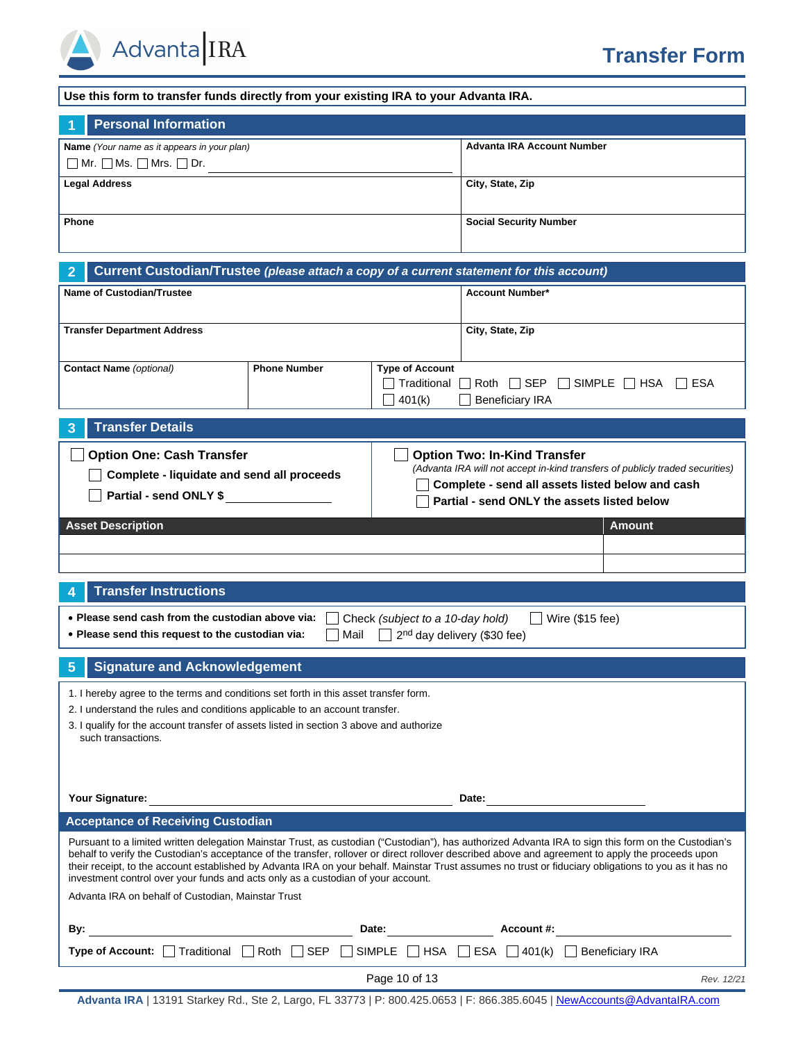# Transfer Form

**Use this form to transfer funds directly from your existing IRA to your Advanta IRA.**

## 1 Personal Information

| **Name** *(Your name as it appears in your plan)* ☐ Mr. ☐ Ms. ☐ Mrs. ☐ Dr. ______ | **Advanta IRA Account Number** |
|---|---|
| **Legal Address** | **City, State, Zip** |
| **Phone** | **Social Security Number** |

## 2 Current Custodian/Trustee *(please attach a copy of a current statement for this account)*

| **Name of Custodian/Trustee** | | | **Account Number*** |
|---|---|---|---|
| **Transfer Department Address** | | | **City, State, Zip** |
| **Contact Name** *(optional)* | **Phone Number** | **Type of Account** ☐ Traditional ☐ Roth ☐ SEP ☐ SIMPLE ☐ HSA ☐ ESA ☐ 401(k) ☐ Beneficiary IRA | |

## 3 Transfer Details

☐ **Option One: Cash Transfer**

- ☐ **Complete - liquidate and send all proceeds**
- ☐ **Partial - send ONLY $** ______

☐ **Option Two: In-Kind Transfer**

*(Advanta IRA will not accept in-kind transfers of publicly traded securities)*

- ☐ **Complete - send all assets listed below and cash**
- ☐ **Partial - send ONLY the assets listed below**

| Asset Description | Amount |
|---|---|
| | |
| | |

## 4 Transfer Instructions

- **Please send cash from the custodian above via:** ☐ Check *(subject to a 10-day hold)* ☐ Wire ($15 fee)
- **Please send this request to the custodian via:** ☐ Mail ☐ 2nd day delivery ($30 fee)

## 5 Signature and Acknowledgement

1. I hereby agree to the terms and conditions set forth in this asset transfer form.
2. I understand the rules and conditions applicable to an account transfer.
3. I qualify for the account transfer of assets listed in section 3 above and authorize such transactions.

**Your Signature:** ______ **Date:** ______

### Acceptance of Receiving Custodian

Pursuant to a limited written delegation Mainstar Trust, as custodian ("Custodian"), has authorized Advanta IRA to sign this form on the Custodian's behalf to verify the Custodian's acceptance of the transfer, rollover or direct rollover described above and agreement to apply the proceeds upon their receipt, to the account established by Advanta IRA on your behalf. Mainstar Trust assumes no trust or fiduciary obligations to you as it has no investment control over your funds and acts only as a custodian of your account.

Advanta IRA on behalf of Custodian, Mainstar Trust

**By:** ______ **Date:** ______ **Account #:** ______

**Type of Account:** ☐ Traditional ☐ Roth ☐ SEP ☐ SIMPLE ☐ HSA ☐ ESA ☐ 401(k) ☐ Beneficiary IRA

Rev. 12/21

**Advanta IRA** | 13191 Starkey Rd., Ste 2, Largo, FL 33773 | P: 800.425.0653 | F: 866.385.6045 | NewAccounts@AdvantaIRA.com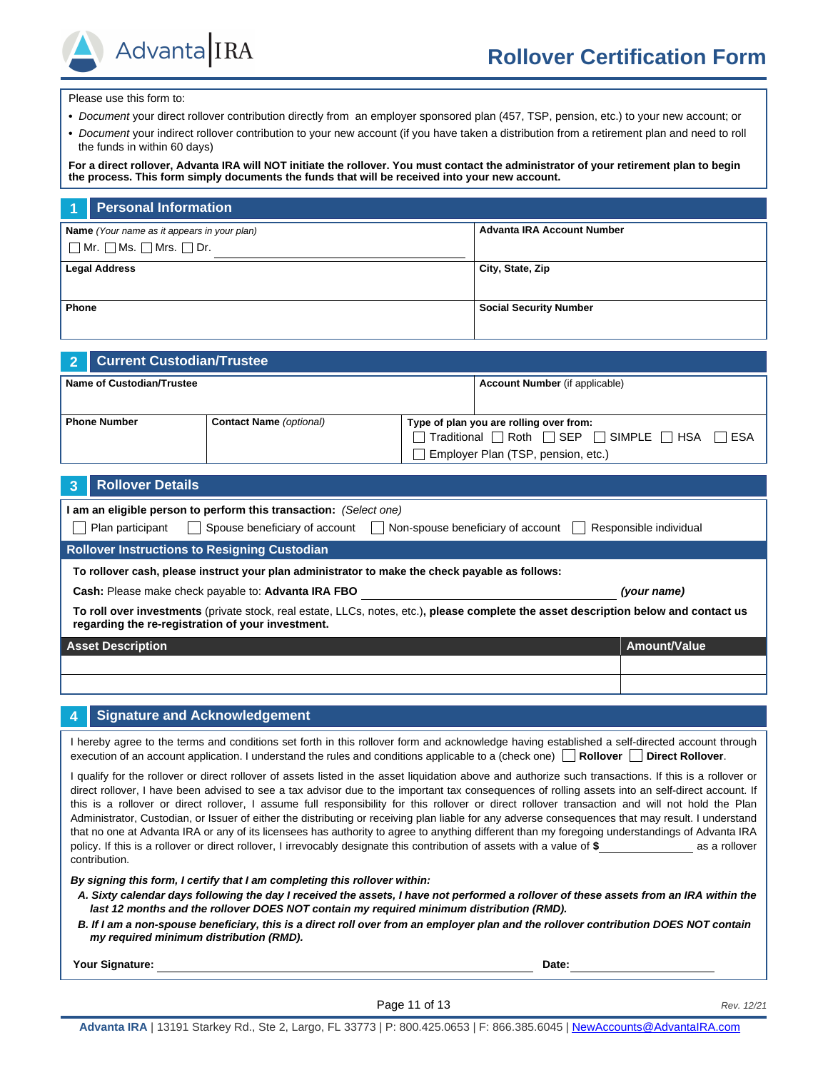# Rollover Certification Form

Please use this form to:

- *Document* your direct rollover contribution directly from an employer sponsored plan (457, TSP, pension, etc.) to your new account; or
- *Document* your indirect rollover contribution to your new account (if you have taken a distribution from a retirement plan and need to roll the funds in within 60 days)

**For a direct rollover, Advanta IRA will NOT initiate the rollover. You must contact the administrator of your retirement plan to begin the process. This form simply documents the funds that will be received into your new account.**

## 1 Personal Information

| | |
|---|---|
| **Name** *(Your name as it appears in your plan)* ☐ Mr. ☐ Ms. ☐ Mrs. ☐ Dr. ______________________ | **Advanta IRA Account Number** |
| **Legal Address** | **City, State, Zip** |
| **Phone** | **Social Security Number** |

## 2 Current Custodian/Trustee

| | | |
|---|---|---|
| **Name of Custodian/Trustee** | | **Account Number** (if applicable) |
| **Phone Number** | **Contact Name** *(optional)* | **Type of plan you are rolling over from:** ☐ Traditional ☐ Roth ☐ SEP ☐ SIMPLE ☐ HSA ☐ ESA ☐ Employer Plan (TSP, pension, etc.) |

## 3 Rollover Details

**I am an eligible person to perform this transaction:** *(Select one)*

☐ Plan participant ☐ Spouse beneficiary of account ☐ Non-spouse beneficiary of account ☐ Responsible individual

### Rollover Instructions to Resigning Custodian

**To rollover cash, please instruct your plan administrator to make the check payable as follows:**

**Cash:** Please make check payable to: **Advanta IRA FBO** ______________________ ***(your name)***

**To roll over investments** (private stock, real estate, LLCs, notes, etc.)**, please complete the asset description below and contact us regarding the re-registration of your investment.**

| Asset Description | Amount/Value |
|---|---|
| | |
| | |

## 4 Signature and Acknowledgement

I hereby agree to the terms and conditions set forth in this rollover form and acknowledge having established a self-directed account through execution of an account application. I understand the rules and conditions applicable to a (check one) ☐ **Rollover** ☐ **Direct Rollover**.

I qualify for the rollover or direct rollover of assets listed in the asset liquidation above and authorize such transactions. If this is a rollover or direct rollover, I have been advised to see a tax advisor due to the important tax consequences of rolling assets into an self-direct account. If this is a rollover or direct rollover, I assume full responsibility for this rollover or direct rollover transaction and will not hold the Plan Administrator, Custodian, or Issuer of either the distributing or receiving plan liable for any adverse consequences that may result. I understand that no one at Advanta IRA or any of its licensees has authority to agree to anything different than my foregoing understandings of Advanta IRA policy. If this is a rollover or direct rollover, I irrevocably designate this contribution of assets with a value of **$** ______________ as a rollover contribution.

***By signing this form, I certify that I am completing this rollover within:***

***A. Sixty calendar days following the day I received the assets, I have not performed a rollover of these assets from an IRA within the last 12 months and the rollover DOES NOT contain my required minimum distribution (RMD).***

***B. If I am a non-spouse beneficiary, this is a direct roll over from an employer plan and the rollover contribution DOES NOT contain my required minimum distribution (RMD).***

**Your Signature:** ______________________________ **Date:** ______________

Rev. 12/21

**Advanta IRA** | 13191 Starkey Rd., Ste 2, Largo, FL 33773 | P: 800.425.0653 | F: 866.385.6045 | NewAccounts@AdvantaIRA.com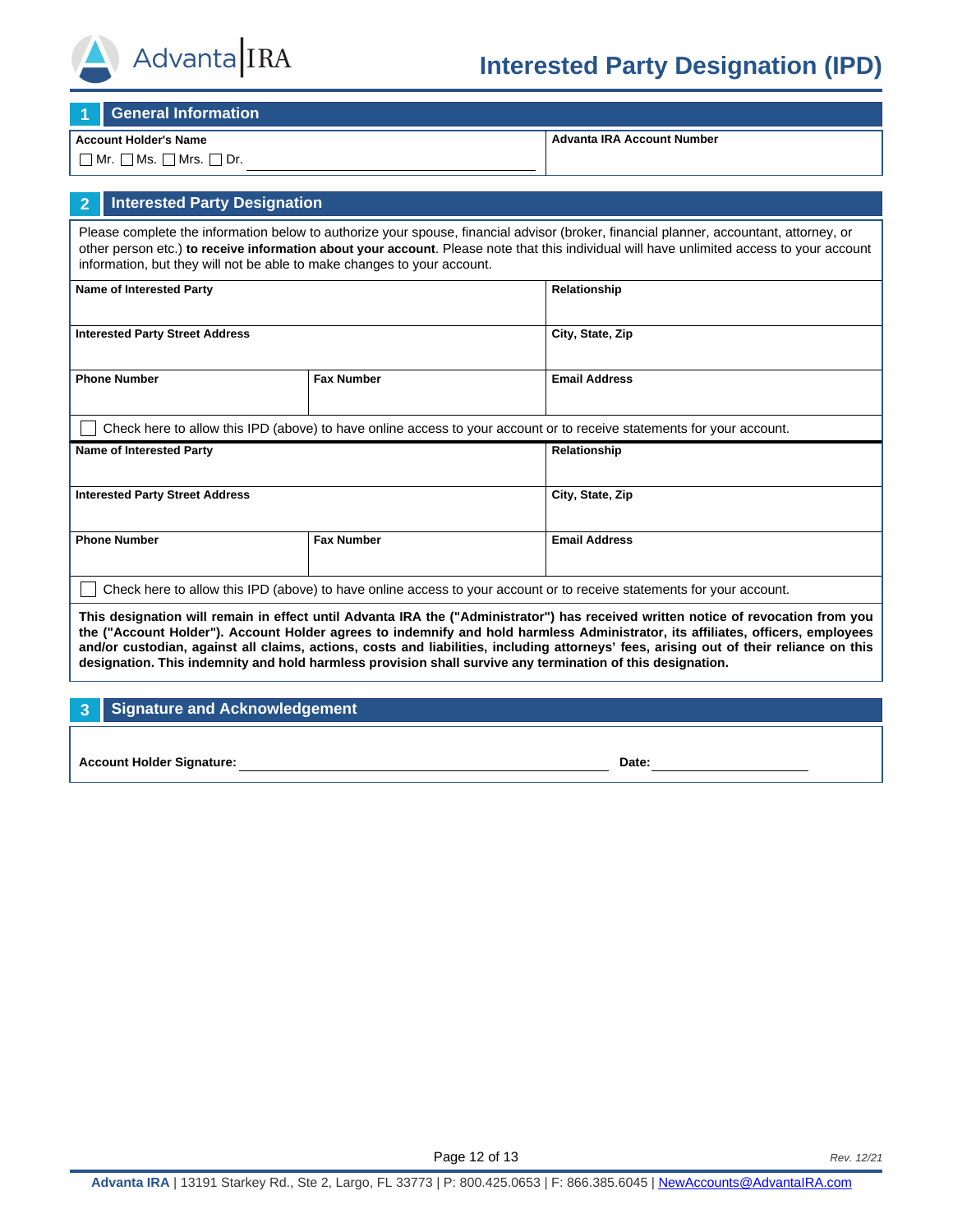# Interested Party Designation (IPD)

## 1 General Information

| Account Holder's Name | Advanta IRA Account Number |
|---|---|
| ☐ Mr. ☐ Ms. ☐ Mrs. ☐ Dr. ______________________ | |

## 2 Interested Party Designation

Please complete the information below to authorize your spouse, financial advisor (broker, financial planner, accountant, attorney, or other person etc.) **to receive information about your account**. Please note that this individual will have unlimited access to your account information, but they will not be able to make changes to your account.

| Name of Interested Party | | Relationship |
|---|---|---|
| **Interested Party Street Address** | | **City, State, Zip** |
| **Phone Number** | **Fax Number** | **Email Address** |

☐ Check here to allow this IPD (above) to have online access to your account or to receive statements for your account.

| Name of Interested Party | | Relationship |
|---|---|---|
| **Interested Party Street Address** | | **City, State, Zip** |
| **Phone Number** | **Fax Number** | **Email Address** |

☐ Check here to allow this IPD (above) to have online access to your account or to receive statements for your account.

**This designation will remain in effect until Advanta IRA the ("Administrator") has received written notice of revocation from you the ("Account Holder"). Account Holder agrees to indemnify and hold harmless Administrator, its affiliates, officers, employees and/or custodian, against all claims, actions, costs and liabilities, including attorneys' fees, arising out of their reliance on this designation. This indemnity and hold harmless provision shall survive any termination of this designation.**

## 3 Signature and Acknowledgement

**Account Holder Signature:** ______________________________ **Date:** ________________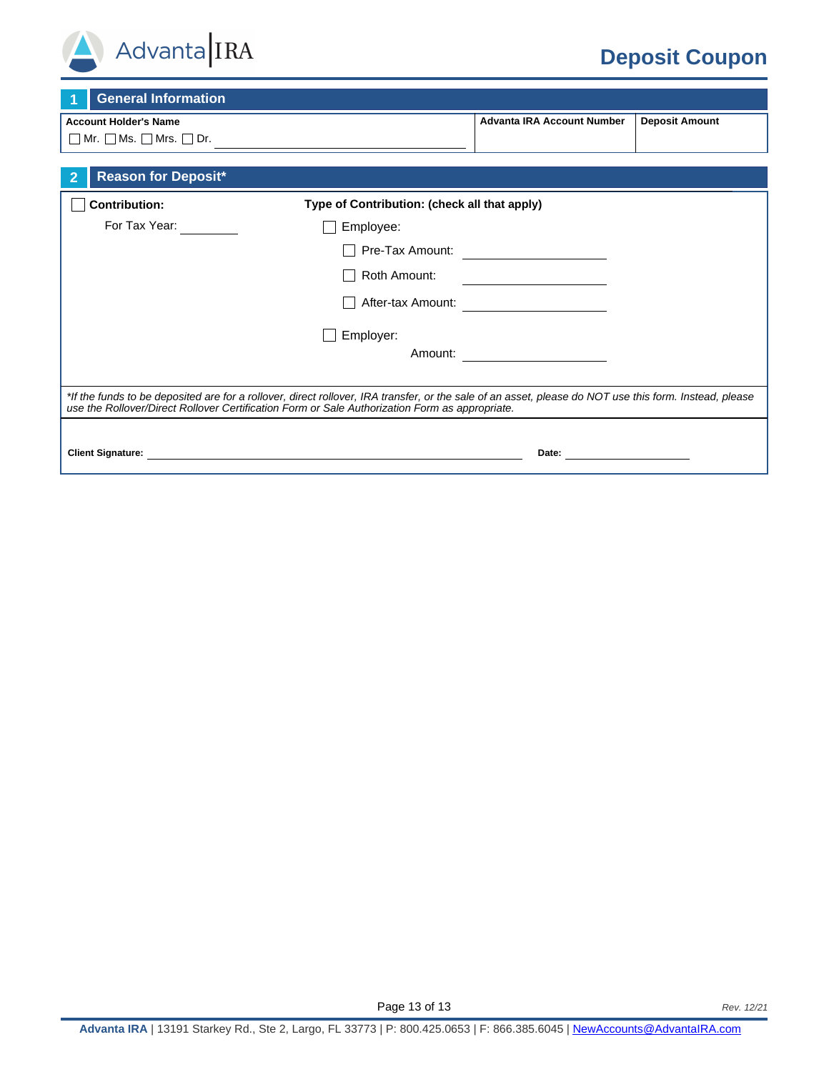# Deposit Coupon

## 1 General Information

| Account Holder's Name | Advanta IRA Account Number | Deposit Amount |
|---|---|---|
| ☐ Mr. ☐ Ms. ☐ Mrs. ☐ Dr. ______________________ | | |

## 2 Reason for Deposit*

☐ **Contribution:**

For Tax Year: __________

**Type of Contribution: (check all that apply)**

☐ Employee:

- ☐ Pre-Tax Amount: ______________
- ☐ Roth Amount: ______________
- ☐ After-tax Amount: ______________

☐ Employer:

Amount: ______________

*\*If the funds to be deposited are for a rollover, direct rollover, IRA transfer, or the sale of an asset, please do NOT use this form. Instead, please use the Rollover/Direct Rollover Certification Form or Sale Authorization Form as appropriate.*

**Client Signature:** ______________________________ **Date:** ______________

Rev. 12/21

**Advanta IRA** | 13191 Starkey Rd., Ste 2, Largo, FL 33773 | P: 800.425.0653 | F: 866.385.6045 | NewAccounts@AdvantaIRA.com